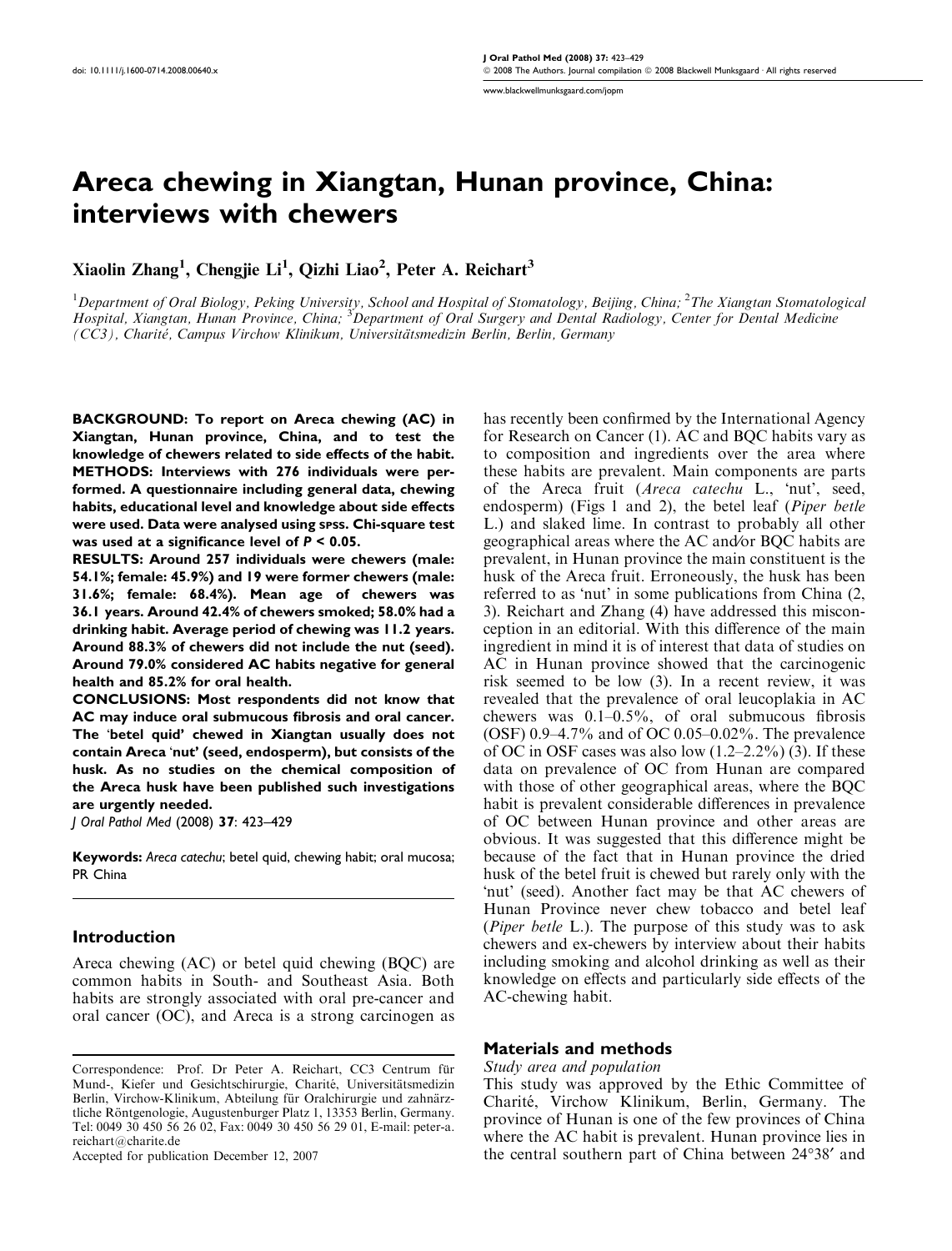doi: 10.1111/j.1600-0714.2008.00640.x

# Areca chewing in Xiangtan, Hunan province, China: interviews with chewers

Xiaolin Zhang[1], Chengjie Li[1], Qizhi Liao[2], Peter A. Reichart[3]

[1]Department of Oral Biology, Peking University, School and Hospital of Stomatology, Beijing, China; [2]The Xiangtan Stomatological Hospital, Xiangtan, Hunan Province, China; [3]Department of Oral Surgery and Dental Radiology, Center for Dental Medicine (CC3), Charité, Campus Virchow Klinikum, Universitätsmedizin Berlin, Berlin, Germany

**BACKGROUND: To report on Areca chewing (AC) in Xiangtan, Hunan province, China, and to test the knowledge of chewers related to side effects of the habit. METHODS: Interviews with 276 individuals were performed. A questionnaire including general data, chewing habits, educational level and knowledge about side effects were used. Data were analysed using SPSS. Chi-square test was used at a significance level of $P < 0.05$.**

**RESULTS: Around 257 individuals were chewers (male: 54.1%; female: 45.9%) and 19 were former chewers (male: 31.6%; female: 68.4%). Mean age of chewers was 36.1 years. Around 42.4% of chewers smoked; 58.0% had a drinking habit. Average period of chewing was 11.2 years. Around 88.3% of chewers did not include the nut (seed). Around 79.0% considered AC habits negative for general health and 85.2% for oral health.**

**CONCLUSIONS: Most respondents did not know that AC may induce oral submucous fibrosis and oral cancer. The 'betel quid' chewed in Xiangtan usually does not contain Areca 'nut' (seed, endosperm), but consists of the husk. As no studies on the chemical composition of the Areca husk have been published such investigations are urgently needed.**

*J Oral Pathol Med* (2008) **37**: 423–429

**Keywords:** *Areca catechu*; betel quid, chewing habit; oral mucosa; PR China

## Introduction

Areca chewing (AC) or betel quid chewing (BQC) are common habits in South- and Southeast Asia. Both habits are strongly associated with oral pre-cancer and oral cancer (OC), and Areca is a strong carcinogen as has recently been confirmed by the International Agency for Research on Cancer (1). AC and BQC habits vary as to composition and ingredients over the area where these habits are prevalent. Main components are parts of the Areca fruit (*Areca catechu* L., 'nut', seed, endosperm) (Figs 1 and 2), the betel leaf (*Piper betle* L.) and slaked lime. In contrast to probably all other geographical areas where the AC and/or BQC habits are prevalent, in Hunan province the main constituent is the husk of the Areca fruit. Erroneously, the husk has been referred to as 'nut' in some publications from China (2, 3). Reichart and Zhang (4) have addressed this misconception in an editorial. With this difference of the main ingredient in mind it is of interest that data of studies on AC in Hunan province showed that the carcinogenic risk seemed to be low (3). In a recent review, it was revealed that the prevalence of oral leucoplakia in AC chewers was 0.1–0.5%, of oral submucous fibrosis (OSF) 0.9–4.7% and of OC 0.05–0.02%. The prevalence of OC in OSF cases was also low (1.2–2.2%) (3). If these data on prevalence of OC from Hunan are compared with those of other geographical areas, where the BQC habit is prevalent considerable differences in prevalence of OC between Hunan province and other areas are obvious. It was suggested that this difference might be because of the fact that in Hunan province the dried husk of the betel fruit is chewed but rarely only with the 'nut' (seed). Another fact may be that AC chewers of Hunan Province never chew tobacco and betel leaf (*Piper betle* L.). The purpose of this study was to ask chewers and ex-chewers by interview about their habits including smoking and alcohol drinking as well as their knowledge on effects and particularly side effects of the AC-chewing habit.

## Materials and methods

### *Study area and population*

This study was approved by the Ethic Committee of Charité, Virchow Klinikum, Berlin, Germany. The province of Hunan is one of the few provinces of China where the AC habit is prevalent. Hunan province lies in the central southern part of China between 24°38′ and

Correspondence: Prof. Dr Peter A. Reichart, CC3 Centrum für Mund-, Kiefer und Gesichtschirurgie, Charité, Universitätsmedizin Berlin, Virchow-Klinikum, Abteilung für Oralchirurgie und zahnärztliche Röntgenologie, Augustenburger Platz 1, 13353 Berlin, Germany. Tel: 0049 30 450 56 26 02, Fax: 0049 30 450 56 29 01, E-mail: peter-a.reichart@charite.de

Accepted for publication December 12, 2007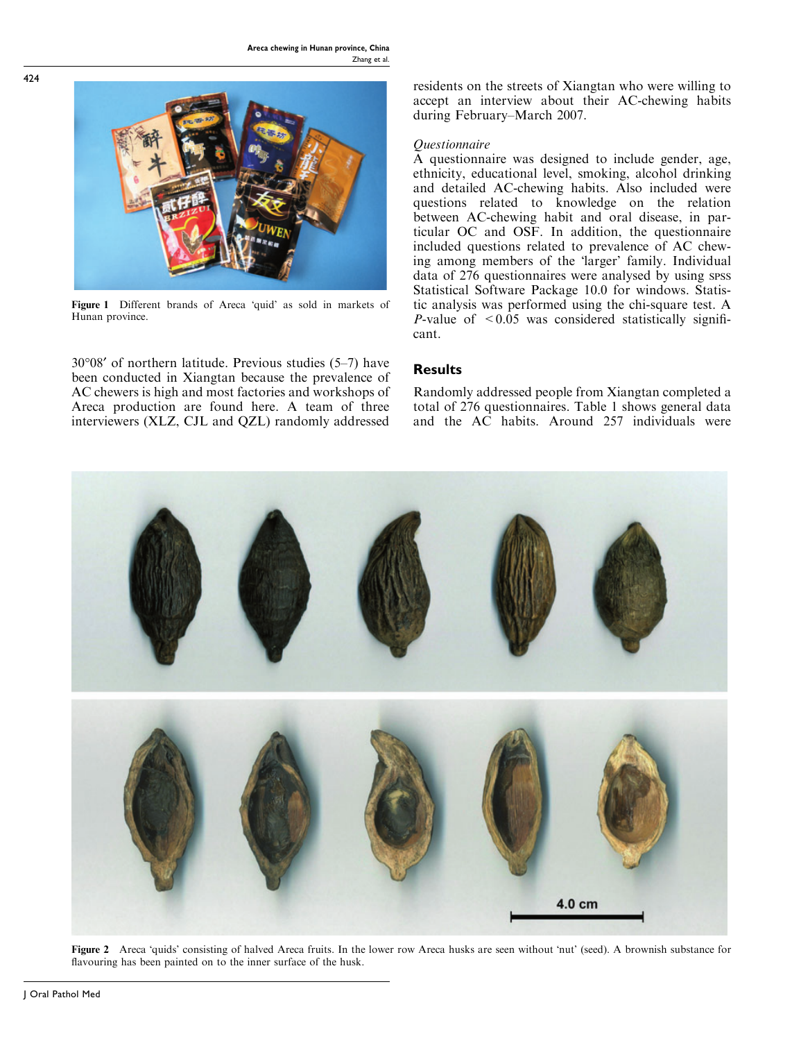Figure 1 Different brands of Areca 'quid' as sold in markets of Hunan province.

30°08′ of northern latitude. Previous studies (5–7) have been conducted in Xiangtan because the prevalence of AC chewers is high and most factories and workshops of Areca production are found here. A team of three interviewers (XLZ, CJL and QZL) randomly addressed residents on the streets of Xiangtan who were willing to accept an interview about their AC-chewing habits during February–March 2007.

*Questionnaire*

A questionnaire was designed to include gender, age, ethnicity, educational level, smoking, alcohol drinking and detailed AC-chewing habits. Also included were questions related to knowledge on the relation between AC-chewing habit and oral disease, in particular OC and OSF. In addition, the questionnaire included questions related to prevalence of AC chewing among members of the 'larger' family. Individual data of 276 questionnaires were analysed by using SPSS Statistical Software Package 10.0 for windows. Statistic analysis was performed using the chi-square test. A *P*-value of $<0.05$ was considered statistically significant.

## Results

Randomly addressed people from Xiangtan completed a total of 276 questionnaires. Table 1 shows general data and the AC habits. Around 257 individuals were

Figure 2 Areca 'quids' consisting of halved Areca fruits. In the lower row Areca husks are seen without 'nut' (seed). A brownish substance for flavouring has been painted on to the inner surface of the husk.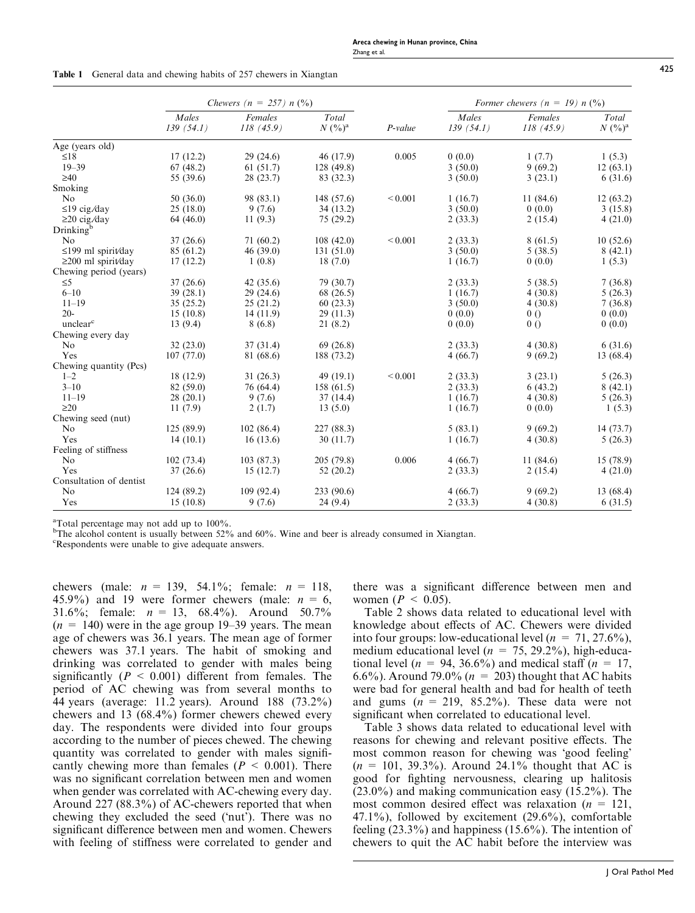**Table 1** General data and chewing habits of 257 chewers in Xiangtan

| | *Chewers (n = 257) n (%)* | | | | *Former chewers (n = 19) n (%)* | | |
|---|---|---|---|---|---|---|---|
| | *Males 139 (54.1)* | *Females 118 (45.9)* | *Total N (%)*[a] | *P-value* | *Males 139 (54.1)* | *Females 118 (45.9)* | *Total N (%)*[a] |
| Age (years old) | | | | | | | |
| ≤18 | 17 (12.2) | 29 (24.6) | 46 (17.9) | 0.005 | 0 (0.0) | 1 (7.7) | 1 (5.3) |
| 19–39 | 67 (48.2) | 61 (51.7) | 128 (49.8) | | 3 (50.0) | 9 (69.2) | 12 (63.1) |
| ≥40 | 55 (39.6) | 28 (23.7) | 83 (32.3) | | 3 (50.0) | 3 (23.1) | 6 (31.6) |
| Smoking | | | | | | | |
| No | 50 (36.0) | 98 (83.1) | 148 (57.6) | < 0.001 | 1 (16.7) | 11 (84.6) | 12 (63.2) |
| ≤19 cig/day | 25 (18.0) | 9 (7.6) | 34 (13.2) | | 3 (50.0) | 0 (0.0) | 3 (15.8) |
| ≥20 cig/day | 64 (46.0) | 11 (9.3) | 75 (29.2) | | 2 (33.3) | 2 (15.4) | 4 (21.0) |
| Drinking[b] | | | | | | | |
| No | 37 (26.6) | 71 (60.2) | 108 (42.0) | < 0.001 | 2 (33.3) | 8 (61.5) | 10 (52.6) |
| ≤199 ml spirit/day | 85 (61.2) | 46 (39.0) | 131 (51.0) | | 3 (50.0) | 5 (38.5) | 8 (42.1) |
| ≥200 ml spirit/day | 17 (12.2) | 1 (0.8) | 18 (7.0) | | 1 (16.7) | 0 (0.0) | 1 (5.3) |
| Chewing period (years) | | | | | | | |
| ≤5 | 37 (26.6) | 42 (35.6) | 79 (30.7) | | 2 (33.3) | 5 (38.5) | 7 (36.8) |
| 6–10 | 39 (28.1) | 29 (24.6) | 68 (26.5) | | 1 (16.7) | 4 (30.8) | 5 (26.3) |
| 11–19 | 35 (25.2) | 25 (21.2) | 60 (23.3) | | 3 (50.0) | 4 (30.8) | 7 (36.8) |
| 20- | 15 (10.8) | 14 (11.9) | 29 (11.3) | | 0 (0.0) | 0 () | 0 (0.0) |
| unclear[c] | 13 (9.4) | 8 (6.8) | 21 (8.2) | | 0 (0.0) | 0 () | 0 (0.0) |
| Chewing every day | | | | | | | |
| No | 32 (23.0) | 37 (31.4) | 69 (26.8) | | 2 (33.3) | 4 (30.8) | 6 (31.6) |
| Yes | 107 (77.0) | 81 (68.6) | 188 (73.2) | | 4 (66.7) | 9 (69.2) | 13 (68.4) |
| Chewing quantity (Pcs) | | | | | | | |
| 1–2 | 18 (12.9) | 31 (26.3) | 49 (19.1) | < 0.001 | 2 (33.3) | 3 (23.1) | 5 (26.3) |
| 3–10 | 82 (59.0) | 76 (64.4) | 158 (61.5) | | 2 (33.3) | 6 (43.2) | 8 (42.1) |
| 11–19 | 28 (20.1) | 9 (7.6) | 37 (14.4) | | 1 (16.7) | 4 (30.8) | 5 (26.3) |
| ≥20 | 11 (7.9) | 2 (1.7) | 13 (5.0) | | 1 (16.7) | 0 (0.0) | 1 (5.3) |
| Chewing seed (nut) | | | | | | | |
| No | 125 (89.9) | 102 (86.4) | 227 (88.3) | | 5 (83.1) | 9 (69.2) | 14 (73.7) |
| Yes | 14 (10.1) | 16 (13.6) | 30 (11.7) | | 1 (16.7) | 4 (30.8) | 5 (26.3) |
| Feeling of stiffness | | | | | | | |
| No | 102 (73.4) | 103 (87.3) | 205 (79.8) | 0.006 | 4 (66.7) | 11 (84.6) | 15 (78.9) |
| Yes | 37 (26.6) | 15 (12.7) | 52 (20.2) | | 2 (33.3) | 2 (15.4) | 4 (21.0) |
| Consultation of dentist | | | | | | | |
| No | 124 (89.2) | 109 (92.4) | 233 (90.6) | | 4 (66.7) | 9 (69.2) | 13 (68.4) |
| Yes | 15 (10.8) | 9 (7.6) | 24 (9.4) | | 2 (33.3) | 4 (30.8) | 6 (31.5) |

[a]Total percentage may not add up to 100%.
[b]The alcohol content is usually between 52% and 60%. Wine and beer is already consumed in Xiangtan.
[c]Respondents were unable to give adequate answers.

chewers (male: $n = 139$, 54.1%; female: $n = 118$, 45.9%) and 19 were former chewers (male: $n = 6$, 31.6%; female: $n = 13$, 68.4%). Around 50.7% ($n = 140$) were in the age group 19–39 years. The mean age of chewers was 36.1 years. The mean age of former chewers was 37.1 years. The habit of smoking and drinking was correlated to gender with males being significantly ($P < 0.001$) different from females. The period of AC chewing was from several months to 44 years (average: 11.2 years). Around 188 (73.2%) chewers and 13 (68.4%) former chewers chewed every day. The respondents were divided into four groups according to the number of pieces chewed. The chewing quantity was correlated to gender with males significantly chewing more than females ($P < 0.001$). There was no significant correlation between men and women when gender was correlated with AC-chewing every day. Around 227 (88.3%) of AC-chewers reported that when chewing they excluded the seed ('nut'). There was no significant difference between men and women. Chewers with feeling of stiffness were correlated to gender and there was a significant difference between men and women ($P < 0.05$).

Table 2 shows data related to educational level with knowledge about effects of AC. Chewers were divided into four groups: low-educational level ($n = 71$, 27.6%), medium educational level ($n = 75$, 29.2%), high-educational level ($n = 94$, 36.6%) and medical staff ($n = 17$, 6.6%). Around 79.0% ($n = 203$) thought that AC habits were bad for general health and bad for health of teeth and gums ($n = 219$, 85.2%). These data were not significant when correlated to educational level.

Table 3 shows data related to educational level with reasons for chewing and relevant positive effects. The most common reason for chewing was 'good feeling' ($n = 101$, 39.3%). Around 24.1% thought that AC is good for fighting nervousness, clearing up halitosis (23.0%) and making communication easy (15.2%). The most common desired effect was relaxation ($n = 121$, 47.1%), followed by excitement (29.6%), comfortable feeling (23.3%) and happiness (15.6%). The intention of chewers to quit the AC habit before the interview was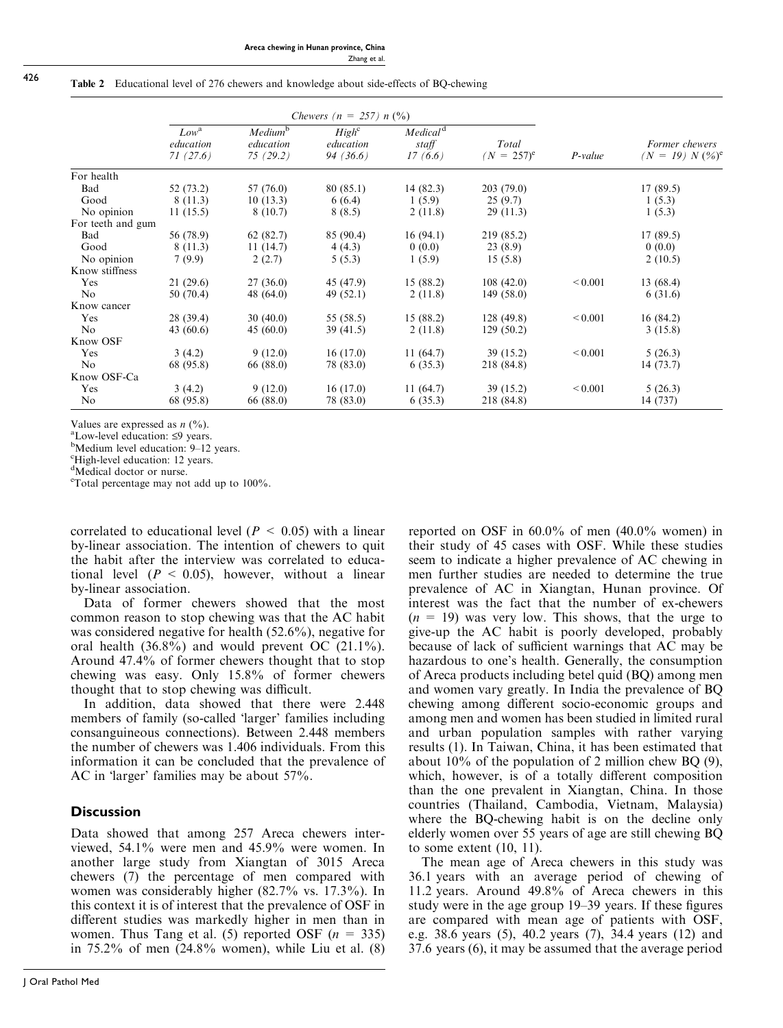**Table 2** Educational level of 276 chewers and knowledge about side-effects of BQ-chewing

| | *Chewers (n = 257) n (%)* | | | | | | |
|---|---|---|---|---|---|---|---|
| | *Low[a] education 71 (27.6)* | *Medium[b] education 75 (29.2)* | *High[c] education 94 (36.6)* | *Medical[d] staff 17 (6.6)* | *Total (N = 257)[e]* | *P-value* | *Former chewers (N = 19) N (%)[e]* |
| For health | | | | | | | |
| Bad | 52 (73.2) | 57 (76.0) | 80 (85.1) | 14 (82.3) | 203 (79.0) | | 17 (89.5) |
| Good | 8 (11.3) | 10 (13.3) | 6 (6.4) | 1 (5.9) | 25 (9.7) | | 1 (5.3) |
| No opinion | 11 (15.5) | 8 (10.7) | 8 (8.5) | 2 (11.8) | 29 (11.3) | | 1 (5.3) |
| For teeth and gum | | | | | | | |
| Bad | 56 (78.9) | 62 (82.7) | 85 (90.4) | 16 (94.1) | 219 (85.2) | | 17 (89.5) |
| Good | 8 (11.3) | 11 (14.7) | 4 (4.3) | 0 (0.0) | 23 (8.9) | | 0 (0.0) |
| No opinion | 7 (9.9) | 2 (2.7) | 5 (5.3) | 1 (5.9) | 15 (5.8) | | 2 (10.5) |
| Know stiffness | | | | | | | |
| Yes | 21 (29.6) | 27 (36.0) | 45 (47.9) | 15 (88.2) | 108 (42.0) | < 0.001 | 13 (68.4) |
| No | 50 (70.4) | 48 (64.0) | 49 (52.1) | 2 (11.8) | 149 (58.0) | | 6 (31.6) |
| Know cancer | | | | | | | |
| Yes | 28 (39.4) | 30 (40.0) | 55 (58.5) | 15 (88.2) | 128 (49.8) | < 0.001 | 16 (84.2) |
| No | 43 (60.6) | 45 (60.0) | 39 (41.5) | 2 (11.8) | 129 (50.2) | | 3 (15.8) |
| Know OSF | | | | | | | |
| Yes | 3 (4.2) | 9 (12.0) | 16 (17.0) | 11 (64.7) | 39 (15.2) | < 0.001 | 5 (26.3) |
| No | 68 (95.8) | 66 (88.0) | 78 (83.0) | 6 (35.3) | 218 (84.8) | | 14 (73.7) |
| Know OSF-Ca | | | | | | | |
| Yes | 3 (4.2) | 9 (12.0) | 16 (17.0) | 11 (64.7) | 39 (15.2) | < 0.001 | 5 (26.3) |
| No | 68 (95.8) | 66 (88.0) | 78 (83.0) | 6 (35.3) | 218 (84.8) | | 14 (737) |

Values are expressed as *n* (%).
[a]Low-level education: ≤9 years.
[b]Medium level education: 9–12 years.
[c]High-level education: 12 years.
[d]Medical doctor or nurse.
[e]Total percentage may not add up to 100%.

correlated to educational level ($P < 0.05$) with a linear by-linear association. The intention of chewers to quit the habit after the interview was correlated to educational level ($P < 0.05$), however, without a linear by-linear association.

Data of former chewers showed that the most common reason to stop chewing was that the AC habit was considered negative for health (52.6%), negative for oral health (36.8%) and would prevent OC (21.1%). Around 47.4% of former chewers thought that to stop chewing was easy. Only 15.8% of former chewers thought that to stop chewing was difficult.

In addition, data showed that there were 2.448 members of family (so-called 'larger' families including consanguineous connections). Between 2.448 members the number of chewers was 1.406 individuals. From this information it can be concluded that the prevalence of AC in 'larger' families may be about 57%.

## Discussion

Data showed that among 257 Areca chewers interviewed, 54.1% were men and 45.9% were women. In another large study from Xiangtan of 3015 Areca chewers (7) the percentage of men compared with women was considerably higher (82.7% vs. 17.3%). In this context it is of interest that the prevalence of OSF in different studies was markedly higher in men than in women. Thus Tang et al. (5) reported OSF ($n = 335$) in 75.2% of men (24.8% women), while Liu et al. (8) reported on OSF in 60.0% of men (40.0% women) in their study of 45 cases with OSF. While these studies seem to indicate a higher prevalence of AC chewing in men further studies are needed to determine the true prevalence of AC in Xiangtan, Hunan province. Of interest was the fact that the number of ex-chewers ($n = 19$) was very low. This shows, that the urge to give-up the AC habit is poorly developed, probably because of lack of sufficient warnings that AC may be hazardous to one's health. Generally, the consumption of Areca products including betel quid (BQ) among men and women vary greatly. In India the prevalence of BQ chewing among different socio-economic groups and among men and women has been studied in limited rural and urban population samples with rather varying results (1). In Taiwan, China, it has been estimated that about 10% of the population of 2 million chew BQ (9), which, however, is of a totally different composition than the one prevalent in Xiangtan, China. In those countries (Thailand, Cambodia, Vietnam, Malaysia) where the BQ-chewing habit is on the decline only elderly women over 55 years of age are still chewing BQ to some extent (10, 11).

The mean age of Areca chewers in this study was 36.1 years with an average period of chewing of 11.2 years. Around 49.8% of Areca chewers in this study were in the age group 19–39 years. If these figures are compared with mean age of patients with OSF, e.g. 38.6 years (5), 40.2 years (7), 34.4 years (12) and 37.6 years (6), it may be assumed that the average period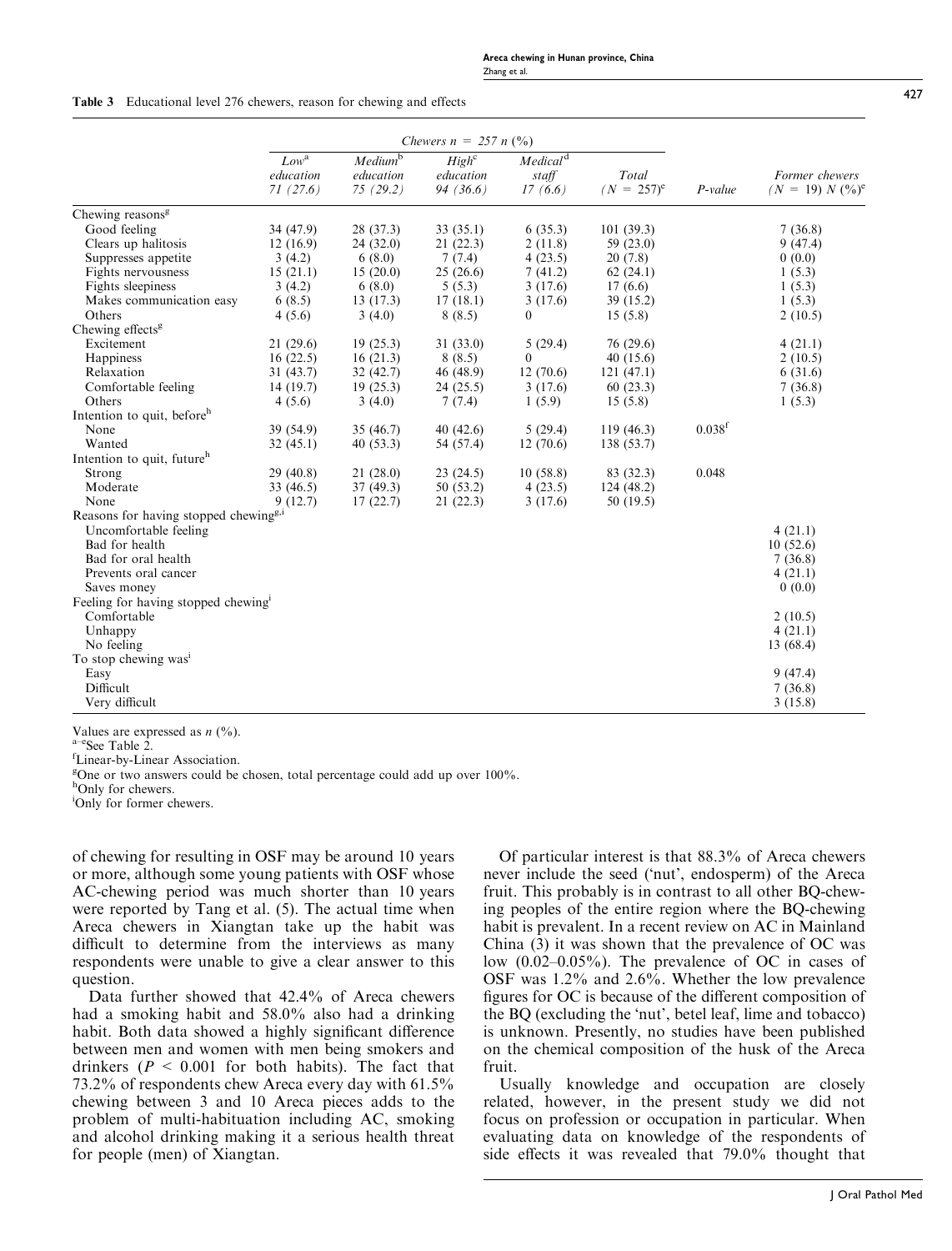**Table 3** Educational level 276 chewers, reason for chewing and effects

| | Chewers n = 257 n (%) | | | | | | |
|---|---|---|---|---|---|---|---|
| | Low[a] education 71 (27.6) | Medium[b] education 75 (29.2) | High[c] education 94 (36.6) | Medical[d] staff 17 (6.6) | Total (N = 257)[e] | P-value | Former chewers (N = 19) N (%)[e] |
| Chewing reasons[g] | | | | | | | |
| Good feeling | 34 (47.9) | 28 (37.3) | 33 (35.1) | 6 (35.3) | 101 (39.3) | | 7 (36.8) |
| Clears up halitosis | 12 (16.9) | 24 (32.0) | 21 (22.3) | 2 (11.8) | 59 (23.0) | | 9 (47.4) |
| Suppresses appetite | 3 (4.2) | 6 (8.0) | 7 (7.4) | 4 (23.5) | 20 (7.8) | | 0 (0.0) |
| Fights nervousness | 15 (21.1) | 15 (20.0) | 25 (26.6) | 7 (41.2) | 62 (24.1) | | 1 (5.3) |
| Fights sleepiness | 3 (4.2) | 6 (8.0) | 5 (5.3) | 3 (17.6) | 17 (6.6) | | 1 (5.3) |
| Makes communication easy | 6 (8.5) | 13 (17.3) | 17 (18.1) | 3 (17.6) | 39 (15.2) | | 1 (5.3) |
| Others | 4 (5.6) | 3 (4.0) | 8 (8.5) | 0 | 15 (5.8) | | 2 (10.5) |
| Chewing effects[g] | | | | | | | |
| Excitement | 21 (29.6) | 19 (25.3) | 31 (33.0) | 5 (29.4) | 76 (29.6) | | 4 (21.1) |
| Happiness | 16 (22.5) | 16 (21.3) | 8 (8.5) | 0 | 40 (15.6) | | 2 (10.5) |
| Relaxation | 31 (43.7) | 32 (42.7) | 46 (48.9) | 12 (70.6) | 121 (47.1) | | 6 (31.6) |
| Comfortable feeling | 14 (19.7) | 19 (25.3) | 24 (25.5) | 3 (17.6) | 60 (23.3) | | 7 (36.8) |
| Others | 4 (5.6) | 3 (4.0) | 7 (7.4) | 1 (5.9) | 15 (5.8) | | 1 (5.3) |
| Intention to quit, before[h] | | | | | | | |
| None | 39 (54.9) | 35 (46.7) | 40 (42.6) | 5 (29.4) | 119 (46.3) | 0.038[f] | |
| Wanted | 32 (45.1) | 40 (53.3) | 54 (57.4) | 12 (70.6) | 138 (53.7) | | |
| Intention to quit, future[h] | | | | | | | |
| Strong | 29 (40.8) | 21 (28.0) | 23 (24.5) | 10 (58.8) | 83 (32.3) | 0.048 | |
| Moderate | 33 (46.5) | 37 (49.3) | 50 (53.2) | 4 (23.5) | 124 (48.2) | | |
| None | 9 (12.7) | 17 (22.7) | 21 (22.3) | 3 (17.6) | 50 (19.5) | | |
| Reasons for having stopped chewing[g,i] | | | | | | | |
| Uncomfortable feeling | | | | | | | 4 (21.1) |
| Bad for health | | | | | | | 10 (52.6) |
| Bad for oral health | | | | | | | 7 (36.8) |
| Prevents oral cancer | | | | | | | 4 (21.1) |
| Saves money | | | | | | | 0 (0.0) |
| Feeling for having stopped chewing[i] | | | | | | | |
| Comfortable | | | | | | | 2 (10.5) |
| Unhappy | | | | | | | 4 (21.1) |
| No feeling | | | | | | | 13 (68.4) |
| To stop chewing was[i] | | | | | | | |
| Easy | | | | | | | 9 (47.4) |
| Difficult | | | | | | | 7 (36.8) |
| Very difficult | | | | | | | 3 (15.8) |

Values are expressed as n (%).
[a–e]See Table 2.
[f]Linear-by-Linear Association.
[g]One or two answers could be chosen, total percentage could add up over 100%.
[h]Only for chewers.
[i]Only for former chewers.

of chewing for resulting in OSF may be around 10 years or more, although some young patients with OSF whose AC-chewing period was much shorter than 10 years were reported by Tang et al. (5). The actual time when Areca chewers in Xiangtan take up the habit was difficult to determine from the interviews as many respondents were unable to give a clear answer to this question.

Data further showed that 42.4% of Areca chewers had a smoking habit and 58.0% also had a drinking habit. Both data showed a highly significant difference between men and women with men being smokers and drinkers ($P < 0.001$ for both habits). The fact that 73.2% of respondents chew Areca every day with 61.5% chewing between 3 and 10 Areca pieces adds to the problem of multi-habituation including AC, smoking and alcohol drinking making it a serious health threat for people (men) of Xiangtan.

Of particular interest is that 88.3% of Areca chewers never include the seed ('nut', endosperm) of the Areca fruit. This probably is in contrast to all other BQ-chewing peoples of the entire region where the BQ-chewing habit is prevalent. In a recent review on AC in Mainland China (3) it was shown that the prevalence of OC was low (0.02–0.05%). The prevalence of OC in cases of OSF was 1.2% and 2.6%. Whether the low prevalence figures for OC is because of the different composition of the BQ (excluding the 'nut', betel leaf, lime and tobacco) is unknown. Presently, no studies have been published on the chemical composition of the husk of the Areca fruit.

Usually knowledge and occupation are closely related, however, in the present study we did not focus on profession or occupation in particular. When evaluating data on knowledge of the respondents of side effects it was revealed that 79.0% thought that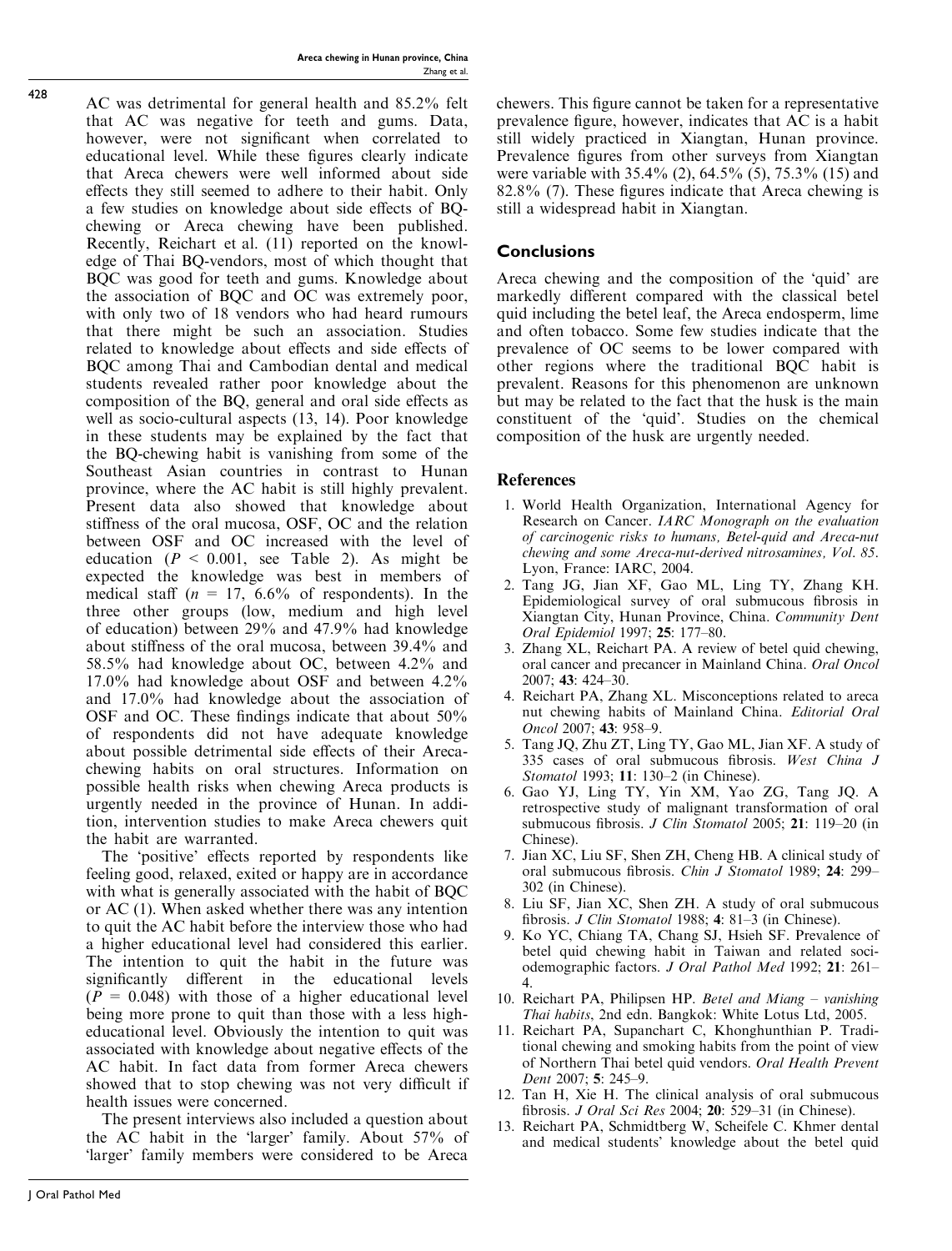AC was detrimental for general health and 85.2% felt that AC was negative for teeth and gums. Data, however, were not significant when correlated to educational level. While these figures clearly indicate that Areca chewers were well informed about side effects they still seemed to adhere to their habit. Only a few studies on knowledge about side effects of BQ-chewing or Areca chewing have been published. Recently, Reichart et al. (11) reported on the knowledge of Thai BQ-vendors, most of which thought that BQC was good for teeth and gums. Knowledge about the association of BQC and OC was extremely poor, with only two of 18 vendors who had heard rumours that there might be such an association. Studies related to knowledge about effects and side effects of BQC among Thai and Cambodian dental and medical students revealed rather poor knowledge about the composition of the BQ, general and oral side effects as well as socio-cultural aspects (13, 14). Poor knowledge in these students may be explained by the fact that the BQ-chewing habit is vanishing from some of the Southeast Asian countries in contrast to Hunan province, where the AC habit is still highly prevalent. Present data also showed that knowledge about stiffness of the oral mucosa, OSF, OC and the relation between OSF and OC increased with the level of education ($P < 0.001$, see Table 2). As might be expected the knowledge was best in members of medical staff ($n = 17$, 6.6% of respondents). In the three other groups (low, medium and high level of education) between 29% and 47.9% had knowledge about stiffness of the oral mucosa, between 39.4% and 58.5% had knowledge about OC, between 4.2% and 17.0% had knowledge about OSF and between 4.2% and 17.0% had knowledge about the association of OSF and OC. These findings indicate that about 50% of respondents did not have adequate knowledge about possible detrimental side effects of their Areca-chewing habits on oral structures. Information on possible health risks when chewing Areca products is urgently needed in the province of Hunan. In addition, intervention studies to make Areca chewers quit the habit are warranted.

The 'positive' effects reported by respondents like feeling good, relaxed, exited or happy are in accordance with what is generally associated with the habit of BQC or AC (1). When asked whether there was any intention to quit the AC habit before the interview those who had a higher educational level had considered this earlier. The intention to quit the habit in the future was significantly different in the educational levels ($P = 0.048$) with those of a higher educational level being more prone to quit than those with a less high-educational level. Obviously the intention to quit was associated with knowledge about negative effects of the AC habit. In fact data from former Areca chewers showed that to stop chewing was not very difficult if health issues were concerned.

The present interviews also included a question about the AC habit in the 'larger' family. About 57% of 'larger' family members were considered to be Areca chewers. This figure cannot be taken for a representative prevalence figure, however, indicates that AC is a habit still widely practiced in Xiangtan, Hunan province. Prevalence figures from other surveys from Xiangtan were variable with 35.4% (2), 64.5% (5), 75.3% (15) and 82.8% (7). These figures indicate that Areca chewing is still a widespread habit in Xiangtan.

## Conclusions

Areca chewing and the composition of the 'quid' are markedly different compared with the classical betel quid including the betel leaf, the Areca endosperm, lime and often tobacco. Some few studies indicate that the prevalence of OC seems to be lower compared with other regions where the traditional BQC habit is prevalent. Reasons for this phenomenon are unknown but may be related to the fact that the husk is the main constituent of the 'quid'. Studies on the chemical composition of the husk are urgently needed.

## References

1. World Health Organization, International Agency for Research on Cancer. *IARC Monograph on the evaluation of carcinogenic risks to humans, Betel-quid and Areca-nut chewing and some Areca-nut-derived nitrosamines, Vol. 85*. Lyon, France: IARC, 2004.
2. Tang JG, Jian XF, Gao ML, Ling TY, Zhang KH. Epidemiological survey of oral submucous fibrosis in Xiangtan City, Hunan Province, China. *Community Dent Oral Epidemiol* 1997; **25**: 177–80.
3. Zhang XL, Reichart PA. A review of betel quid chewing, oral cancer and precancer in Mainland China. *Oral Oncol* 2007; **43**: 424–30.
4. Reichart PA, Zhang XL. Misconceptions related to areca nut chewing habits of Mainland China. *Editorial Oral Oncol* 2007; **43**: 958–9.
5. Tang JQ, Zhu ZT, Ling TY, Gao ML, Jian XF. A study of 335 cases of oral submucous fibrosis. *West China J Stomatol* 1993; **11**: 130–2 (in Chinese).
6. Gao YJ, Ling TY, Yin XM, Yao ZG, Tang JQ. A retrospective study of malignant transformation of oral submucous fibrosis. *J Clin Stomatol* 2005; **21**: 119–20 (in Chinese).
7. Jian XC, Liu SF, Shen ZH, Cheng HB. A clinical study of oral submucous fibrosis. *Chin J Stomatol* 1989; **24**: 299–302 (in Chinese).
8. Liu SF, Jian XC, Shen ZH. A study of oral submucous fibrosis. *J Clin Stomatol* 1988; **4**: 81–3 (in Chinese).
9. Ko YC, Chiang TA, Chang SJ, Hsieh SF. Prevalence of betel quid chewing habit in Taiwan and related sociodemographic factors. *J Oral Pathol Med* 1992; **21**: 261–4.
10. Reichart PA, Philipsen HP. *Betel and Miang – vanishing Thai habits*, 2nd edn. Bangkok: White Lotus Ltd, 2005.
11. Reichart PA, Supanchart C, Khonghunthian P. Traditional chewing and smoking habits from the point of view of Northern Thai betel quid vendors. *Oral Health Prevent Dent* 2007; **5**: 245–9.
12. Tan H, Xie H. The clinical analysis of oral submucous fibrosis. *J Oral Sci Res* 2004; **20**: 529–31 (in Chinese).
13. Reichart PA, Schmidtberg W, Scheifele C. Khmer dental and medical students' knowledge about the betel quid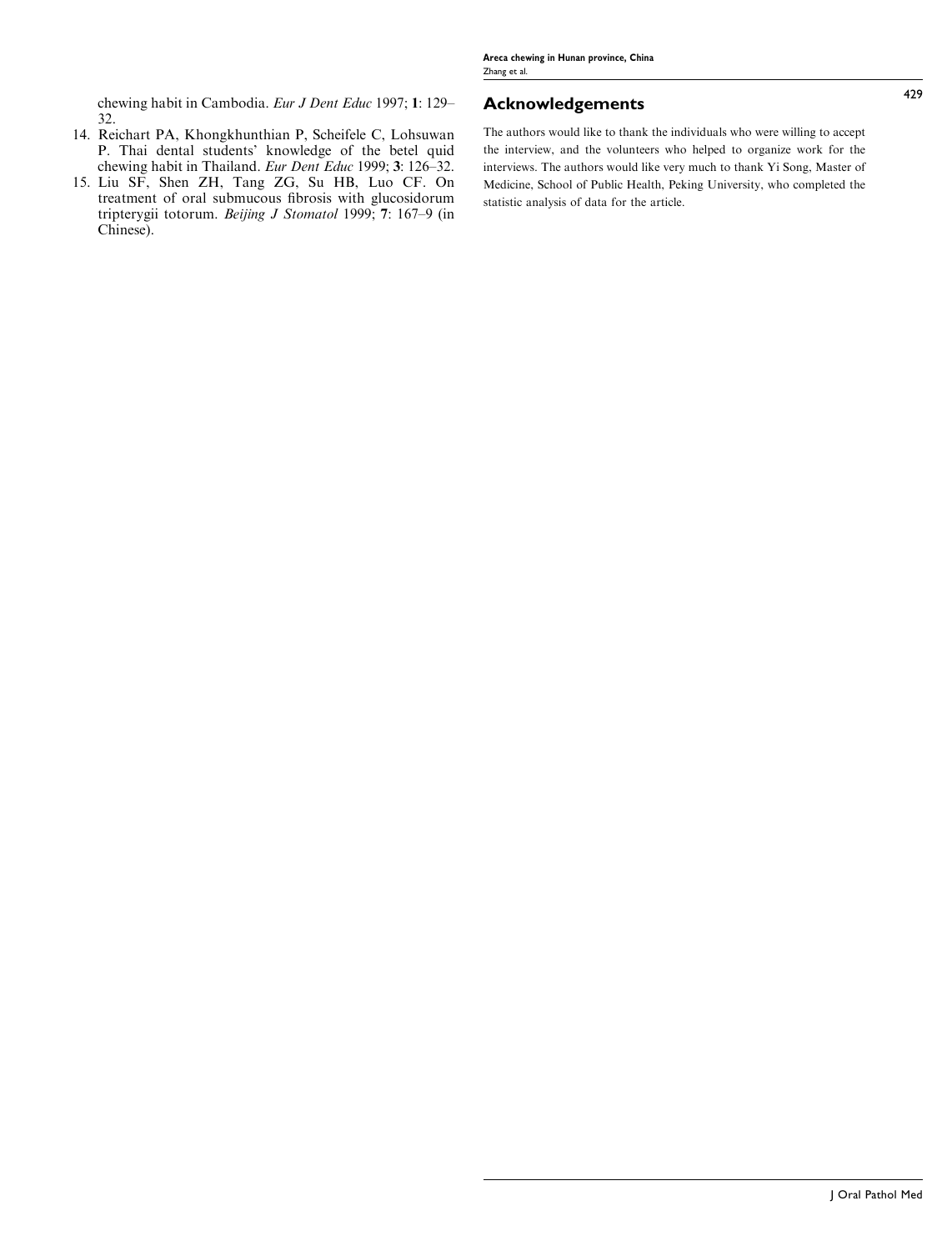chewing habit in Cambodia. *Eur J Dent Educ* 1997; **1**: 129–32.

14. Reichart PA, Khongkhunthian P, Scheifele C, Lohsuwan P. Thai dental students' knowledge of the betel quid chewing habit in Thailand. *Eur Dent Educ* 1999; **3**: 126–32.
15. Liu SF, Shen ZH, Tang ZG, Su HB, Luo CF. On treatment of oral submucous fibrosis with glucosidorum tripterygii totorum. *Beijing J Stomatol* 1999; **7**: 167–9 (in Chinese).

## Acknowledgements

The authors would like to thank the individuals who were willing to accept the interview, and the volunteers who helped to organize work for the interviews. The authors would like very much to thank Yi Song, Master of Medicine, School of Public Health, Peking University, who completed the statistic analysis of data for the article.